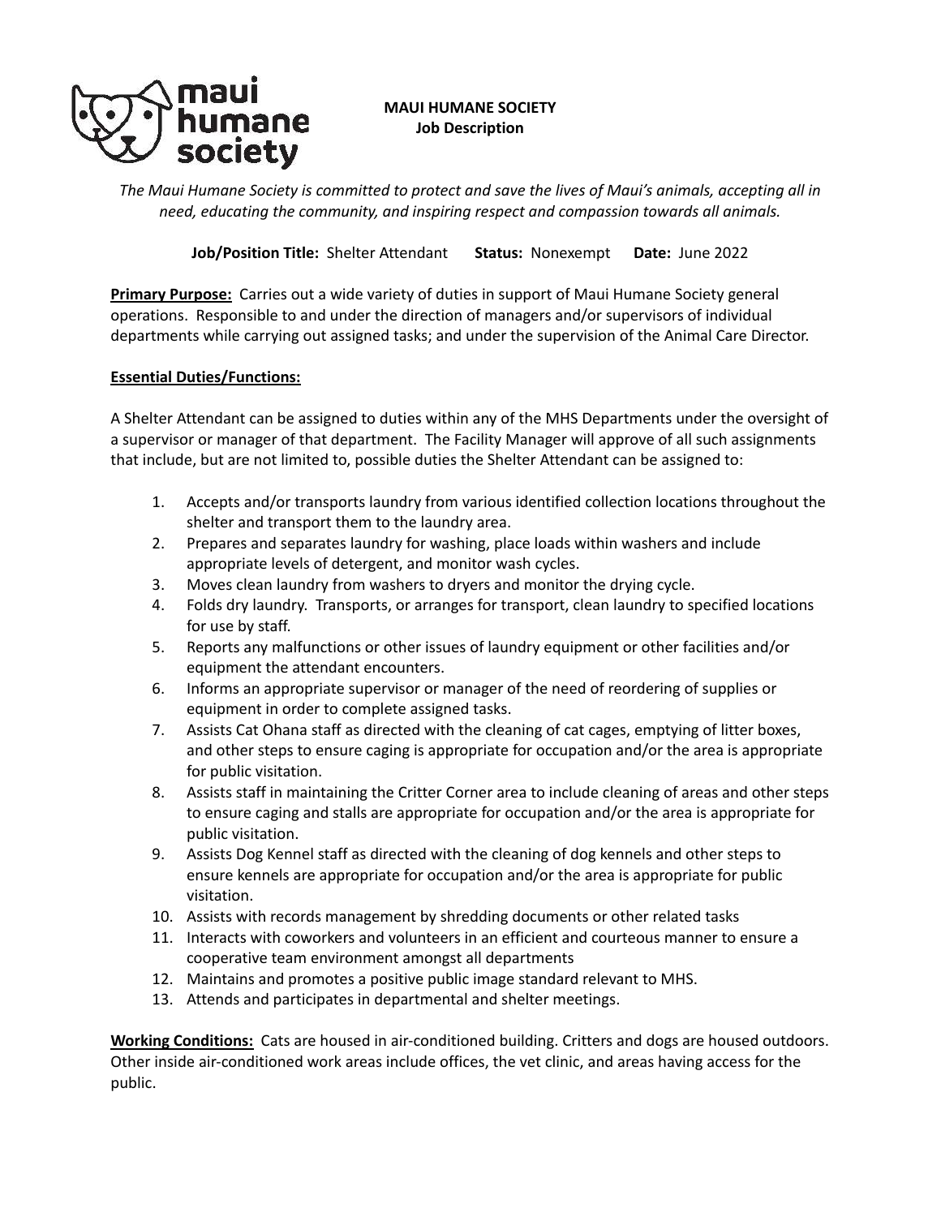maui humane society

**MAUI HUMANE SOCIETY**
**Job Description**

*The Maui Humane Society is committed to protect and save the lives of Maui's animals, accepting all in need, educating the community, and inspiring respect and compassion towards all animals.*

**Job/Position Title:** Shelter Attendant **Status:** Nonexempt **Date:** June 2022

**Primary Purpose:** Carries out a wide variety of duties in support of Maui Humane Society general operations. Responsible to and under the direction of managers and/or supervisors of individual departments while carrying out assigned tasks; and under the supervision of the Animal Care Director.

**Essential Duties/Functions:**

A Shelter Attendant can be assigned to duties within any of the MHS Departments under the oversight of a supervisor or manager of that department. The Facility Manager will approve of all such assignments that include, but are not limited to, possible duties the Shelter Attendant can be assigned to:

1. Accepts and/or transports laundry from various identified collection locations throughout the shelter and transport them to the laundry area.
2. Prepares and separates laundry for washing, place loads within washers and include appropriate levels of detergent, and monitor wash cycles.
3. Moves clean laundry from washers to dryers and monitor the drying cycle.
4. Folds dry laundry. Transports, or arranges for transport, clean laundry to specified locations for use by staff.
5. Reports any malfunctions or other issues of laundry equipment or other facilities and/or equipment the attendant encounters.
6. Informs an appropriate supervisor or manager of the need of reordering of supplies or equipment in order to complete assigned tasks.
7. Assists Cat Ohana staff as directed with the cleaning of cat cages, emptying of litter boxes, and other steps to ensure caging is appropriate for occupation and/or the area is appropriate for public visitation.
8. Assists staff in maintaining the Critter Corner area to include cleaning of areas and other steps to ensure caging and stalls are appropriate for occupation and/or the area is appropriate for public visitation.
9. Assists Dog Kennel staff as directed with the cleaning of dog kennels and other steps to ensure kennels are appropriate for occupation and/or the area is appropriate for public visitation.
10. Assists with records management by shredding documents or other related tasks
11. Interacts with coworkers and volunteers in an efficient and courteous manner to ensure a cooperative team environment amongst all departments
12. Maintains and promotes a positive public image standard relevant to MHS.
13. Attends and participates in departmental and shelter meetings.

**Working Conditions:** Cats are housed in air-conditioned building. Critters and dogs are housed outdoors. Other inside air-conditioned work areas include offices, the vet clinic, and areas having access for the public.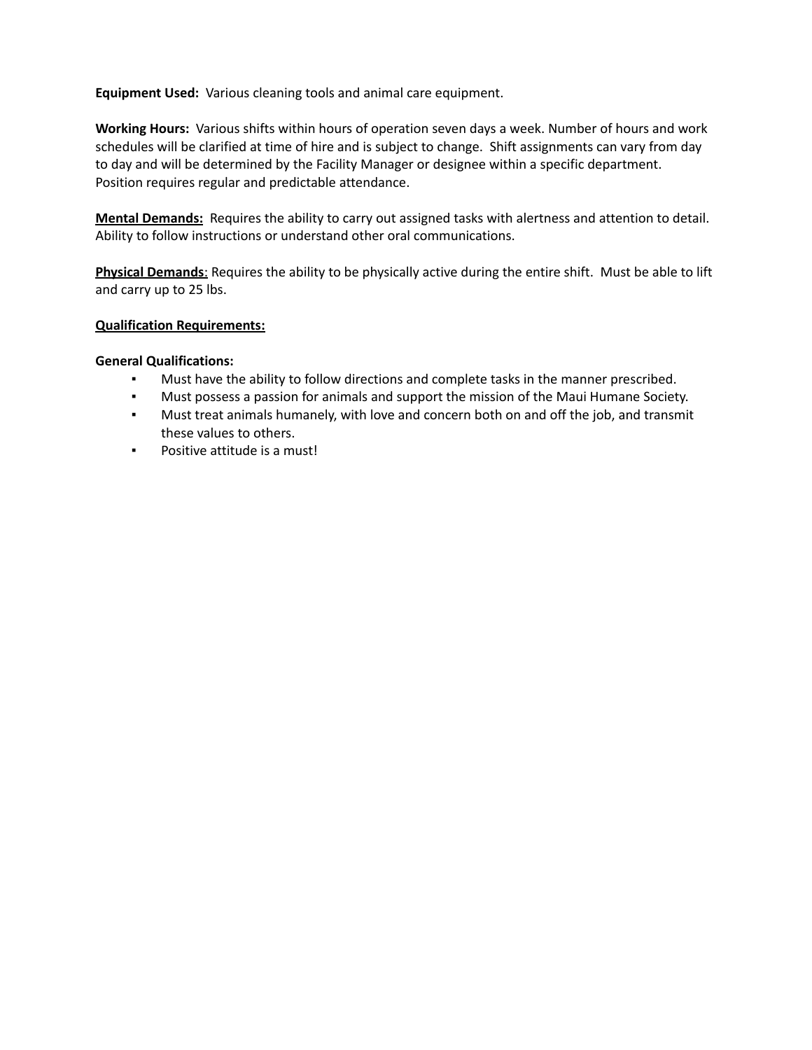**Equipment Used:** Various cleaning tools and animal care equipment.

**Working Hours:** Various shifts within hours of operation seven days a week. Number of hours and work schedules will be clarified at time of hire and is subject to change. Shift assignments can vary from day to day and will be determined by the Facility Manager or designee within a specific department. Position requires regular and predictable attendance.

**Mental Demands:** Requires the ability to carry out assigned tasks with alertness and attention to detail. Ability to follow instructions or understand other oral communications.

**Physical Demands**: Requires the ability to be physically active during the entire shift. Must be able to lift and carry up to 25 lbs.

**Qualification Requirements:**

**General Qualifications:**

- Must have the ability to follow directions and complete tasks in the manner prescribed.
- Must possess a passion for animals and support the mission of the Maui Humane Society.
- Must treat animals humanely, with love and concern both on and off the job, and transmit these values to others.
- Positive attitude is a must!